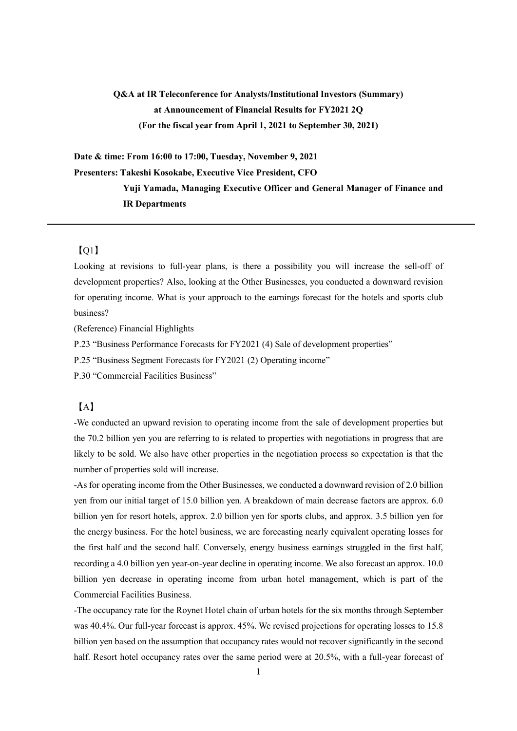**Q&A at IR Teleconference for Analysts/Institutional Investors (Summary)**
**at Announcement of Financial Results for FY2021 2Q**
**(For the fiscal year from April 1, 2021 to September 30, 2021)**

**Date & time: From 16:00 to 17:00, Tuesday, November 9, 2021**
**Presenters: Takeshi Kosokabe, Executive Vice President, CFO**
**Yuji Yamada, Managing Executive Officer and General Manager of Finance and IR Departments**

---

【Q1】

Looking at revisions to full-year plans, is there a possibility you will increase the sell-off of development properties? Also, looking at the Other Businesses, you conducted a downward revision for operating income. What is your approach to the earnings forecast for the hotels and sports club business?

(Reference) Financial Highlights

P.23 "Business Performance Forecasts for FY2021 (4) Sale of development properties"

P.25 "Business Segment Forecasts for FY2021 (2) Operating income"

P.30 "Commercial Facilities Business"

【A】

-We conducted an upward revision to operating income from the sale of development properties but the 70.2 billion yen you are referring to is related to properties with negotiations in progress that are likely to be sold. We also have other properties in the negotiation process so expectation is that the number of properties sold will increase.

-As for operating income from the Other Businesses, we conducted a downward revision of 2.0 billion yen from our initial target of 15.0 billion yen. A breakdown of main decrease factors are approx. 6.0 billion yen for resort hotels, approx. 2.0 billion yen for sports clubs, and approx. 3.5 billion yen for the energy business. For the hotel business, we are forecasting nearly equivalent operating losses for the first half and the second half. Conversely, energy business earnings struggled in the first half, recording a 4.0 billion yen year-on-year decline in operating income. We also forecast an approx. 10.0 billion yen decrease in operating income from urban hotel management, which is part of the Commercial Facilities Business.

-The occupancy rate for the Roynet Hotel chain of urban hotels for the six months through September was 40.4%. Our full-year forecast is approx. 45%. We revised projections for operating losses to 15.8 billion yen based on the assumption that occupancy rates would not recover significantly in the second half. Resort hotel occupancy rates over the same period were at 20.5%, with a full-year forecast of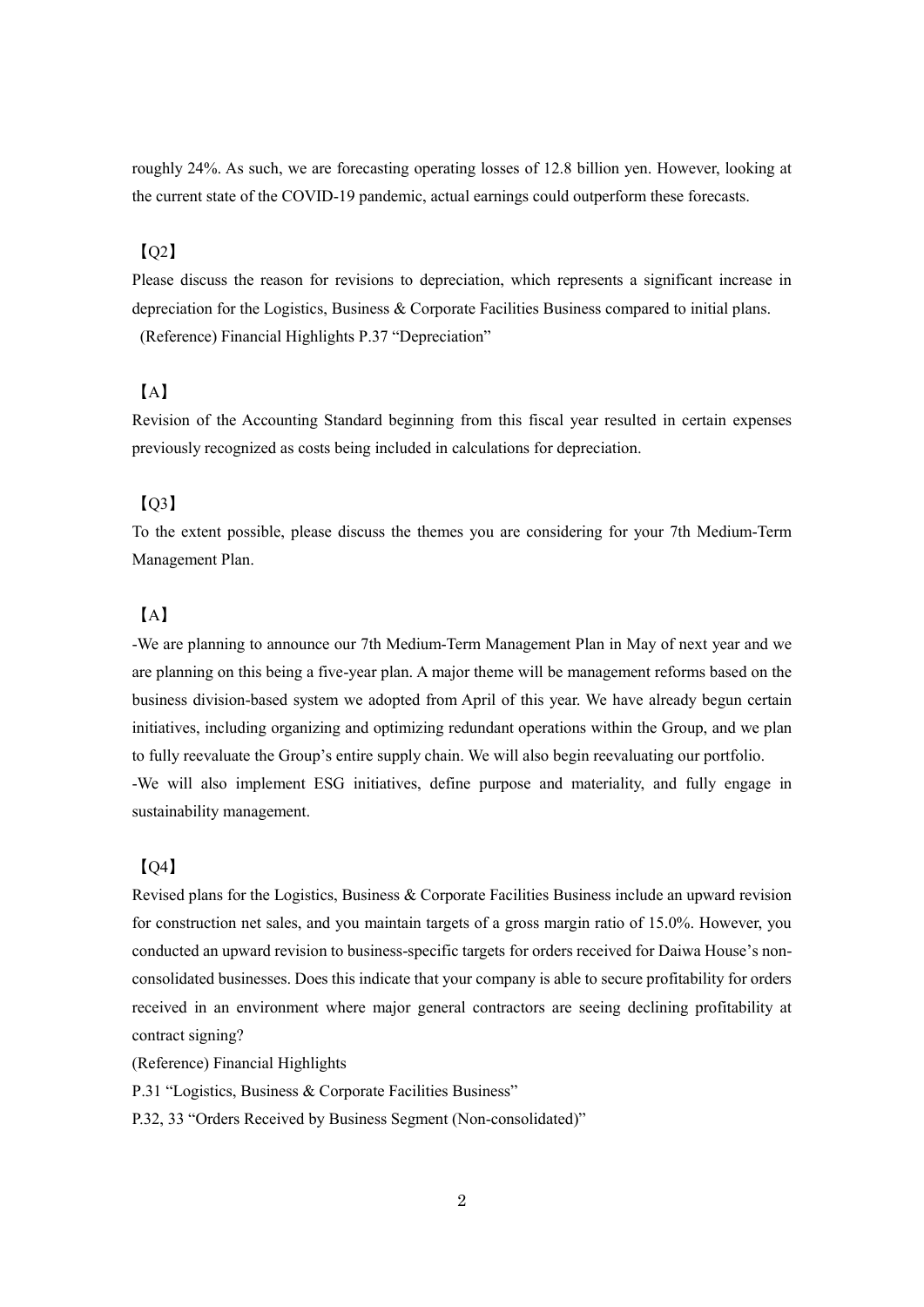roughly 24%. As such, we are forecasting operating losses of 12.8 billion yen. However, looking at the current state of the COVID-19 pandemic, actual earnings could outperform these forecasts.

【Q2】

Please discuss the reason for revisions to depreciation, which represents a significant increase in depreciation for the Logistics, Business & Corporate Facilities Business compared to initial plans.
(Reference) Financial Highlights P.37 "Depreciation"

【A】

Revision of the Accounting Standard beginning from this fiscal year resulted in certain expenses previously recognized as costs being included in calculations for depreciation.

【Q3】

To the extent possible, please discuss the themes you are considering for your 7th Medium-Term Management Plan.

【A】

-We are planning to announce our 7th Medium-Term Management Plan in May of next year and we are planning on this being a five-year plan. A major theme will be management reforms based on the business division-based system we adopted from April of this year. We have already begun certain initiatives, including organizing and optimizing redundant operations within the Group, and we plan to fully reevaluate the Group's entire supply chain. We will also begin reevaluating our portfolio.
-We will also implement ESG initiatives, define purpose and materiality, and fully engage in sustainability management.

【Q4】

Revised plans for the Logistics, Business & Corporate Facilities Business include an upward revision for construction net sales, and you maintain targets of a gross margin ratio of 15.0%. However, you conducted an upward revision to business-specific targets for orders received for Daiwa House's non-consolidated businesses. Does this indicate that your company is able to secure profitability for orders received in an environment where major general contractors are seeing declining profitability at contract signing?
(Reference) Financial Highlights
P.31 "Logistics, Business & Corporate Facilities Business"
P.32, 33 "Orders Received by Business Segment (Non-consolidated)"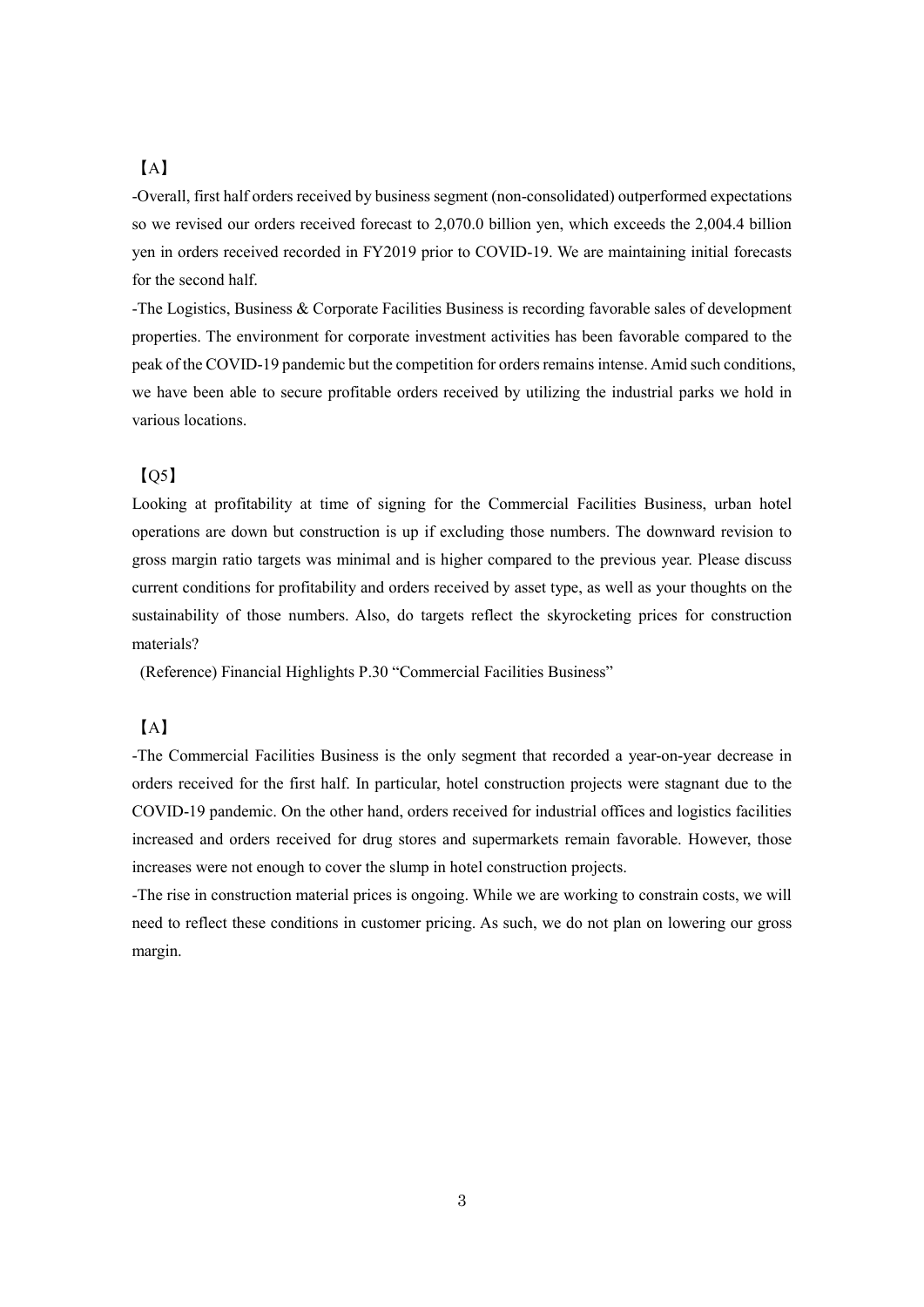【A】

-Overall, first half orders received by business segment (non-consolidated) outperformed expectations so we revised our orders received forecast to 2,070.0 billion yen, which exceeds the 2,004.4 billion yen in orders received recorded in FY2019 prior to COVID-19. We are maintaining initial forecasts for the second half.

-The Logistics, Business & Corporate Facilities Business is recording favorable sales of development properties. The environment for corporate investment activities has been favorable compared to the peak of the COVID-19 pandemic but the competition for orders remains intense. Amid such conditions, we have been able to secure profitable orders received by utilizing the industrial parks we hold in various locations.

【Q5】

Looking at profitability at time of signing for the Commercial Facilities Business, urban hotel operations are down but construction is up if excluding those numbers. The downward revision to gross margin ratio targets was minimal and is higher compared to the previous year. Please discuss current conditions for profitability and orders received by asset type, as well as your thoughts on the sustainability of those numbers. Also, do targets reflect the skyrocketing prices for construction materials?

(Reference) Financial Highlights P.30 "Commercial Facilities Business"

【A】

-The Commercial Facilities Business is the only segment that recorded a year-on-year decrease in orders received for the first half. In particular, hotel construction projects were stagnant due to the COVID-19 pandemic. On the other hand, orders received for industrial offices and logistics facilities increased and orders received for drug stores and supermarkets remain favorable. However, those increases were not enough to cover the slump in hotel construction projects.

-The rise in construction material prices is ongoing. While we are working to constrain costs, we will need to reflect these conditions in customer pricing. As such, we do not plan on lowering our gross margin.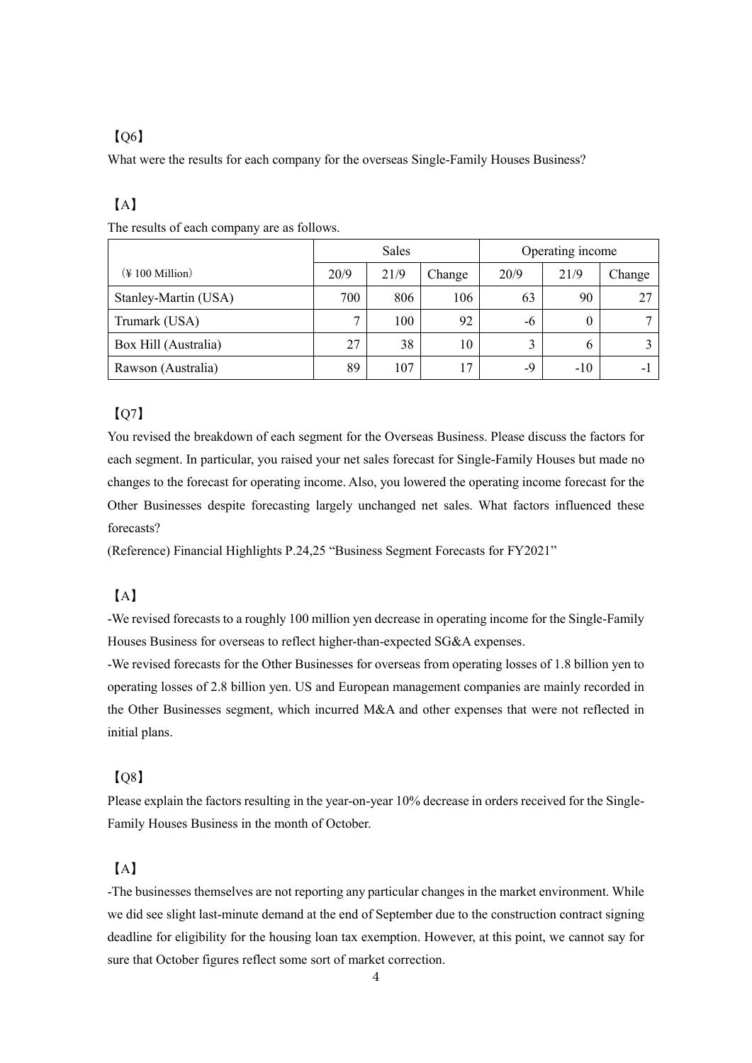【Q6】

What were the results for each company for the overseas Single-Family Houses Business?

【A】

The results of each company are as follows.

| (¥ 100 Million) | Sales | | | Operating income | | |
|---|---|---|---|---|---|---|
| | 20/9 | 21/9 | Change | 20/9 | 21/9 | Change |
| Stanley-Martin (USA) | 700 | 806 | 106 | 63 | 90 | 27 |
| Trumark (USA) | 7 | 100 | 92 | -6 | 0 | 7 |
| Box Hill (Australia) | 27 | 38 | 10 | 3 | 6 | 3 |
| Rawson (Australia) | 89 | 107 | 17 | -9 | -10 | -1 |

【Q7】

You revised the breakdown of each segment for the Overseas Business. Please discuss the factors for each segment. In particular, you raised your net sales forecast for Single-Family Houses but made no changes to the forecast for operating income. Also, you lowered the operating income forecast for the Other Businesses despite forecasting largely unchanged net sales. What factors influenced these forecasts?

(Reference) Financial Highlights P.24,25 "Business Segment Forecasts for FY2021"

【A】

-We revised forecasts to a roughly 100 million yen decrease in operating income for the Single-Family Houses Business for overseas to reflect higher-than-expected SG&A expenses.

-We revised forecasts for the Other Businesses for overseas from operating losses of 1.8 billion yen to operating losses of 2.8 billion yen. US and European management companies are mainly recorded in the Other Businesses segment, which incurred M&A and other expenses that were not reflected in initial plans.

【Q8】

Please explain the factors resulting in the year-on-year 10% decrease in orders received for the Single-Family Houses Business in the month of October.

【A】

-The businesses themselves are not reporting any particular changes in the market environment. While we did see slight last-minute demand at the end of September due to the construction contract signing deadline for eligibility for the housing loan tax exemption. However, at this point, we cannot say for sure that October figures reflect some sort of market correction.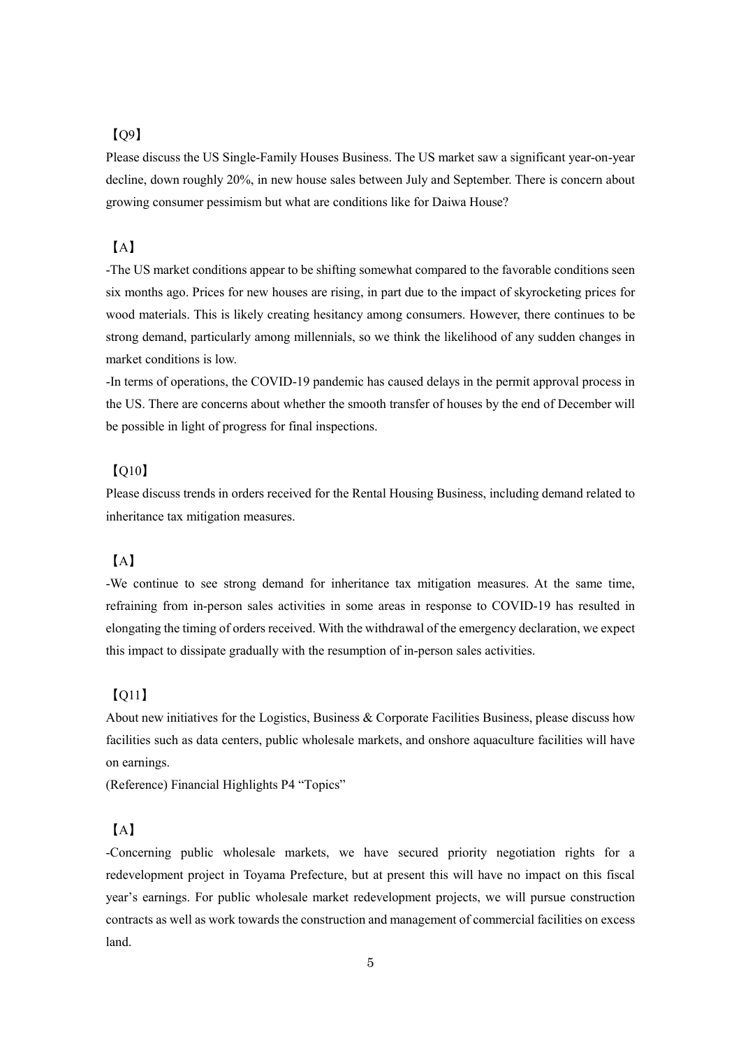【Q9】

Please discuss the US Single-Family Houses Business. The US market saw a significant year-on-year decline, down roughly 20%, in new house sales between July and September. There is concern about growing consumer pessimism but what are conditions like for Daiwa House?

【A】

-The US market conditions appear to be shifting somewhat compared to the favorable conditions seen six months ago. Prices for new houses are rising, in part due to the impact of skyrocketing prices for wood materials. This is likely creating hesitancy among consumers. However, there continues to be strong demand, particularly among millennials, so we think the likelihood of any sudden changes in market conditions is low.

-In terms of operations, the COVID-19 pandemic has caused delays in the permit approval process in the US. There are concerns about whether the smooth transfer of houses by the end of December will be possible in light of progress for final inspections.

【Q10】

Please discuss trends in orders received for the Rental Housing Business, including demand related to inheritance tax mitigation measures.

【A】

-We continue to see strong demand for inheritance tax mitigation measures. At the same time, refraining from in-person sales activities in some areas in response to COVID-19 has resulted in elongating the timing of orders received. With the withdrawal of the emergency declaration, we expect this impact to dissipate gradually with the resumption of in-person sales activities.

【Q11】

About new initiatives for the Logistics, Business & Corporate Facilities Business, please discuss how facilities such as data centers, public wholesale markets, and onshore aquaculture facilities will have on earnings.

(Reference) Financial Highlights P4 "Topics"

【A】

-Concerning public wholesale markets, we have secured priority negotiation rights for a redevelopment project in Toyama Prefecture, but at present this will have no impact on this fiscal year's earnings. For public wholesale market redevelopment projects, we will pursue construction contracts as well as work towards the construction and management of commercial facilities on excess land.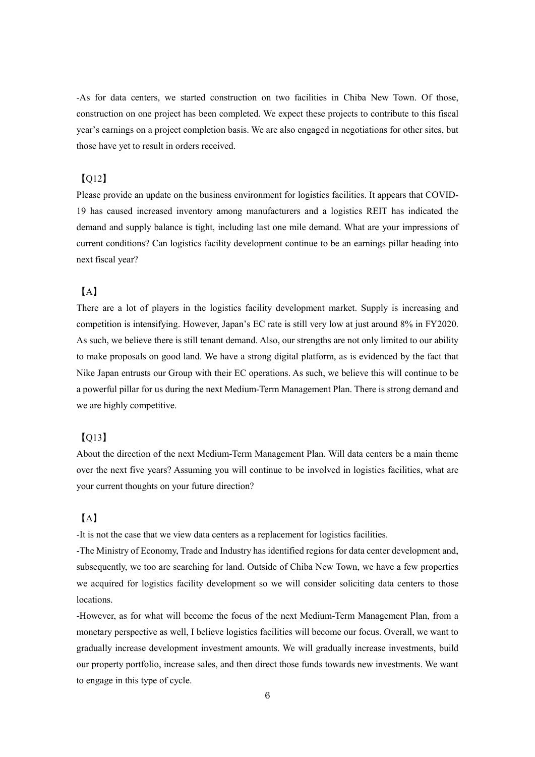-As for data centers, we started construction on two facilities in Chiba New Town. Of those, construction on one project has been completed. We expect these projects to contribute to this fiscal year's earnings on a project completion basis. We are also engaged in negotiations for other sites, but those have yet to result in orders received.

【Q12】

Please provide an update on the business environment for logistics facilities. It appears that COVID-19 has caused increased inventory among manufacturers and a logistics REIT has indicated the demand and supply balance is tight, including last one mile demand. What are your impressions of current conditions? Can logistics facility development continue to be an earnings pillar heading into next fiscal year?

【A】

There are a lot of players in the logistics facility development market. Supply is increasing and competition is intensifying. However, Japan's EC rate is still very low at just around 8% in FY2020. As such, we believe there is still tenant demand. Also, our strengths are not only limited to our ability to make proposals on good land. We have a strong digital platform, as is evidenced by the fact that Nike Japan entrusts our Group with their EC operations. As such, we believe this will continue to be a powerful pillar for us during the next Medium-Term Management Plan. There is strong demand and we are highly competitive.

【Q13】

About the direction of the next Medium-Term Management Plan. Will data centers be a main theme over the next five years? Assuming you will continue to be involved in logistics facilities, what are your current thoughts on your future direction?

【A】

-It is not the case that we view data centers as a replacement for logistics facilities.

-The Ministry of Economy, Trade and Industry has identified regions for data center development and, subsequently, we too are searching for land. Outside of Chiba New Town, we have a few properties we acquired for logistics facility development so we will consider soliciting data centers to those locations.

-However, as for what will become the focus of the next Medium-Term Management Plan, from a monetary perspective as well, I believe logistics facilities will become our focus. Overall, we want to gradually increase development investment amounts. We will gradually increase investments, build our property portfolio, increase sales, and then direct those funds towards new investments. We want to engage in this type of cycle.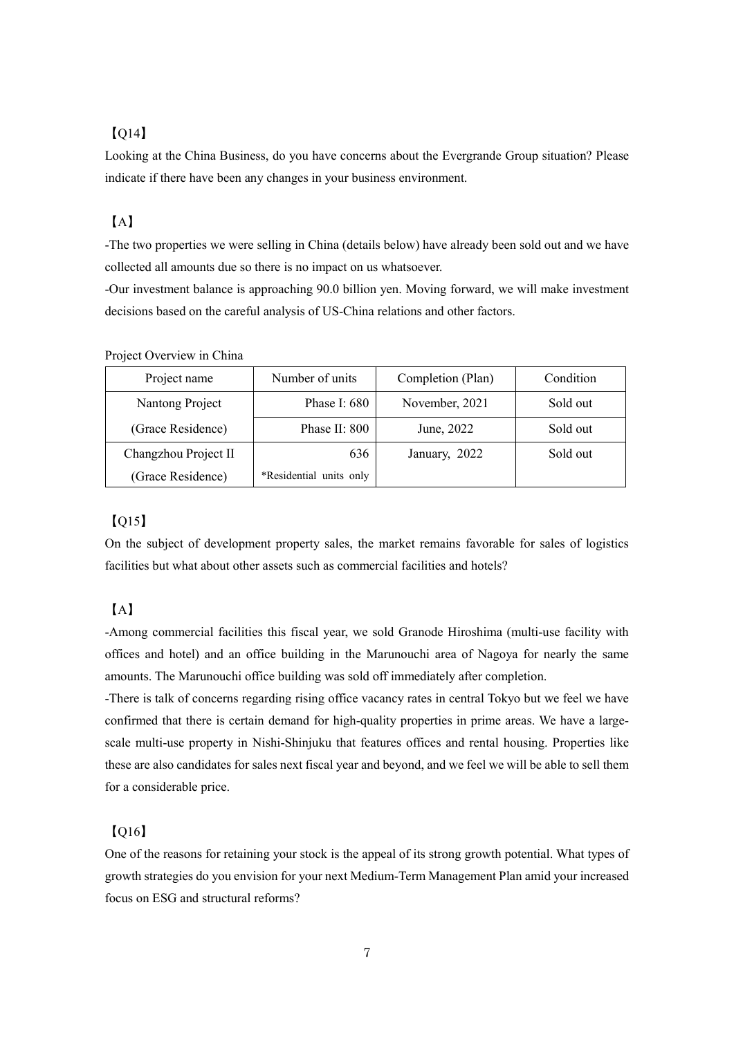【Q14】

Looking at the China Business, do you have concerns about the Evergrande Group situation? Please indicate if there have been any changes in your business environment.

【A】

-The two properties we were selling in China (details below) have already been sold out and we have collected all amounts due so there is no impact on us whatsoever.

-Our investment balance is approaching 90.0 billion yen. Moving forward, we will make investment decisions based on the careful analysis of US-China relations and other factors.

Project Overview in China

| Project name | Number of units | Completion (Plan) | Condition |
|---|---|---|---|
| Nantong Project | Phase I: 680 | November, 2021 | Sold out |
| (Grace Residence) | Phase II: 800 | June, 2022 | Sold out |
| Changzhou Project II<br>(Grace Residence) | 636<br>*Residential units only | January, 2022 | Sold out |

【Q15】

On the subject of development property sales, the market remains favorable for sales of logistics facilities but what about other assets such as commercial facilities and hotels?

【A】

-Among commercial facilities this fiscal year, we sold Granode Hiroshima (multi-use facility with offices and hotel) and an office building in the Marunouchi area of Nagoya for nearly the same amounts. The Marunouchi office building was sold off immediately after completion.

-There is talk of concerns regarding rising office vacancy rates in central Tokyo but we feel we have confirmed that there is certain demand for high-quality properties in prime areas. We have a large-scale multi-use property in Nishi-Shinjuku that features offices and rental housing. Properties like these are also candidates for sales next fiscal year and beyond, and we feel we will be able to sell them for a considerable price.

【Q16】

One of the reasons for retaining your stock is the appeal of its strong growth potential. What types of growth strategies do you envision for your next Medium-Term Management Plan amid your increased focus on ESG and structural reforms?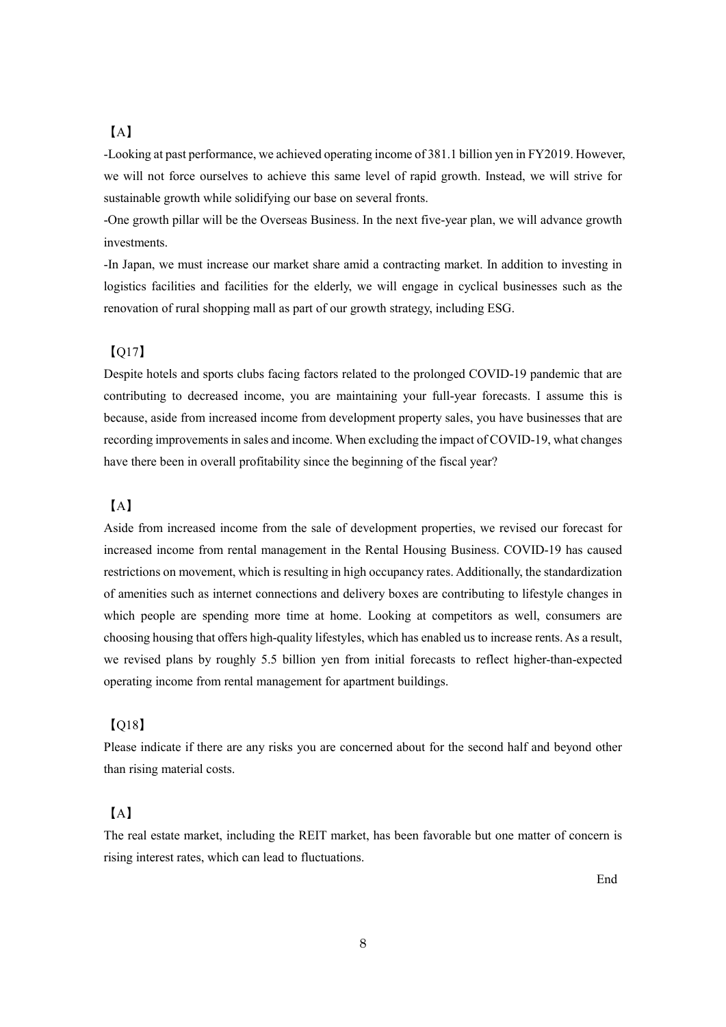【A】

-Looking at past performance, we achieved operating income of 381.1 billion yen in FY2019. However, we will not force ourselves to achieve this same level of rapid growth. Instead, we will strive for sustainable growth while solidifying our base on several fronts.

-One growth pillar will be the Overseas Business. In the next five-year plan, we will advance growth investments.

-In Japan, we must increase our market share amid a contracting market. In addition to investing in logistics facilities and facilities for the elderly, we will engage in cyclical businesses such as the renovation of rural shopping mall as part of our growth strategy, including ESG.

【Q17】

Despite hotels and sports clubs facing factors related to the prolonged COVID-19 pandemic that are contributing to decreased income, you are maintaining your full-year forecasts. I assume this is because, aside from increased income from development property sales, you have businesses that are recording improvements in sales and income. When excluding the impact of COVID-19, what changes have there been in overall profitability since the beginning of the fiscal year?

【A】

Aside from increased income from the sale of development properties, we revised our forecast for increased income from rental management in the Rental Housing Business. COVID-19 has caused restrictions on movement, which is resulting in high occupancy rates. Additionally, the standardization of amenities such as internet connections and delivery boxes are contributing to lifestyle changes in which people are spending more time at home. Looking at competitors as well, consumers are choosing housing that offers high-quality lifestyles, which has enabled us to increase rents. As a result, we revised plans by roughly 5.5 billion yen from initial forecasts to reflect higher-than-expected operating income from rental management for apartment buildings.

【Q18】

Please indicate if there are any risks you are concerned about for the second half and beyond other than rising material costs.

【A】

The real estate market, including the REIT market, has been favorable but one matter of concern is rising interest rates, which can lead to fluctuations.

End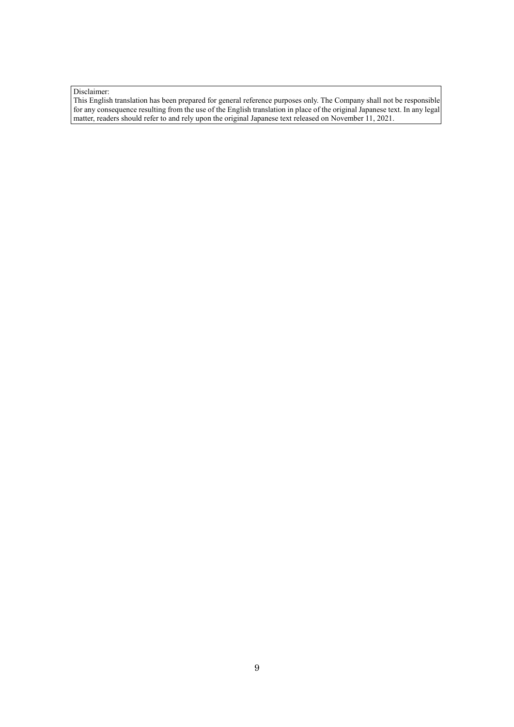Disclaimer:

This English translation has been prepared for general reference purposes only. The Company shall not be responsible for any consequence resulting from the use of the English translation in place of the original Japanese text. In any legal matter, readers should refer to and rely upon the original Japanese text released on November 11, 2021.